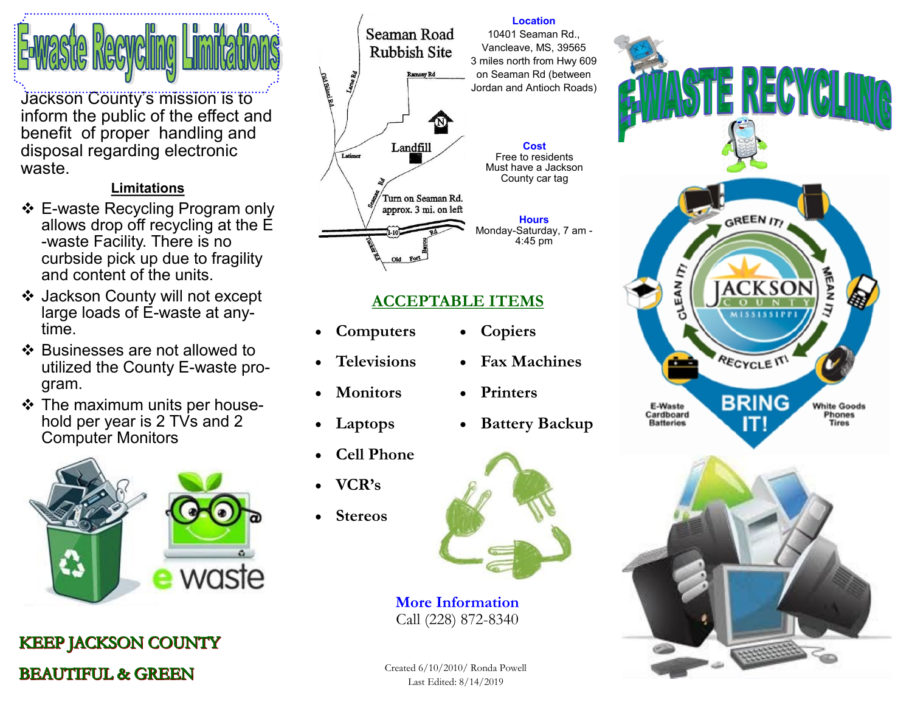# E-waste Recycling Limitations

Jackson County's mission is to inform the public of the effect and benefit of proper handling and disposal regarding electronic waste.

**Limitations**

- E-waste Recycling Program only allows drop off recycling at the E-waste Facility. There is no curbside pick up due to fragility and content of the units.
- Jackson County will not except large loads of E-waste at anytime.
- Businesses are not allowed to utilized the County E-waste program.
- The maximum units per household per year is 2 TVs and 2 Computer Monitors

**KEEP JACKSON COUNTY**

**BEAUTIFUL & GREEN**

## Seaman Road Rubbish Site

**Location**

10401 Seaman Rd., Vancleave, MS, 39565
3 miles north from Hwy 609 on Seaman Rd (between Jordan and Antioch Roads)

**Cost**

Free to residents
Must have a Jackson County car tag

**Hours**

Monday-Saturday, 7 am - 4:45 pm

## ACCEPTABLE ITEMS

- Computers
- Televisions
- Monitors
- Laptops
- Cell Phone
- VCR's
- Stereos
- Copiers
- Fax Machines
- Printers
- Battery Backup

**More Information**

Call (228) 872-8340

Created 6/10/2010/ Ronda Powell
Last Edited: 8/14/2019

# E-WASTE RECYCLING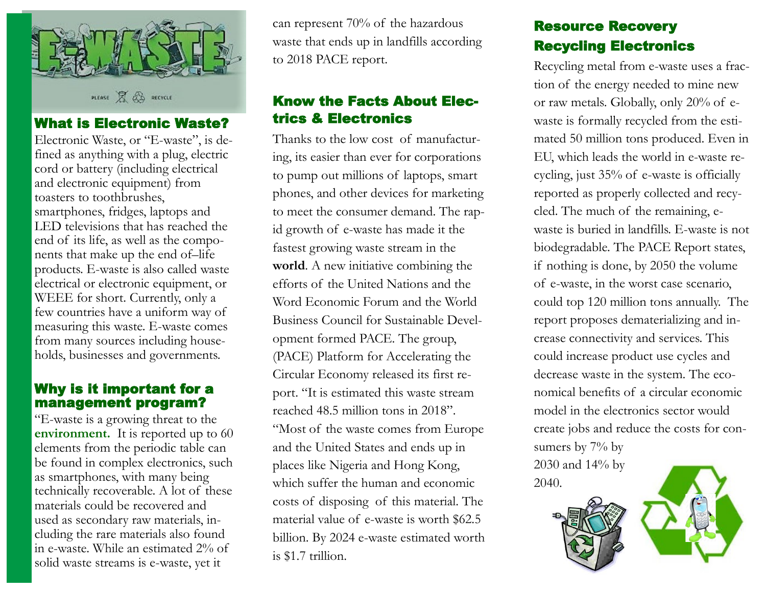## What is Electronic Waste?

Electronic Waste, or "E-waste", is defined as anything with a plug, electric cord or battery (including electrical and electronic equipment) from toasters to toothbrushes, smartphones, fridges, laptops and LED televisions that has reached the end of its life, as well as the components that make up the end of–life products. E-waste is also called waste electrical or electronic equipment, or WEEE for short. Currently, only a few countries have a uniform way of measuring this waste. E-waste comes from many sources including households, businesses and governments.

## Why is it important for a management program?

"E-waste is a growing threat to the **environment.** It is reported up to 60 elements from the periodic table can be found in complex electronics, such as smartphones, with many being technically recoverable. A lot of these materials could be recovered and used as secondary raw materials, including the rare materials also found in e-waste. While an estimated 2% of solid waste streams is e-waste, yet it can represent 70% of the hazardous waste that ends up in landfills according to 2018 PACE report.

## Know the Facts About Electrics & Electronics

Thanks to the low cost of manufacturing, its easier than ever for corporations to pump out millions of laptops, smart phones, and other devices for marketing to meet the consumer demand. The rapid growth of e-waste has made it the fastest growing waste stream in the **world**. A new initiative combining the efforts of the United Nations and the Word Economic Forum and the World Business Council for Sustainable Development formed PACE. The group, (PACE) Platform for Accelerating the Circular Economy released its first report. "It is estimated this waste stream reached 48.5 million tons in 2018". "Most of the waste comes from Europe and the United States and ends up in places like Nigeria and Hong Kong, which suffer the human and economic costs of disposing of this material. The material value of e-waste is worth $62.5 billion. By 2024 e-waste estimated worth is $1.7 trillion.

## Resource Recovery Recycling Electronics

Recycling metal from e-waste uses a fraction of the energy needed to mine new or raw metals. Globally, only 20% of e-waste is formally recycled from the estimated 50 million tons produced. Even in EU, which leads the world in e-waste recycling, just 35% of e-waste is officially reported as properly collected and recycled. The much of the remaining, e-waste is buried in landfills. E-waste is not biodegradable. The PACE Report states, if nothing is done, by 2050 the volume of e-waste, in the worst case scenario, could top 120 million tons annually. The report proposes dematerializing and increase connectivity and services. This could increase product use cycles and decrease waste in the system. The economical benefits of a circular economic model in the electronics sector would create jobs and reduce the costs for consumers by 7% by 2030 and 14% by 2040.